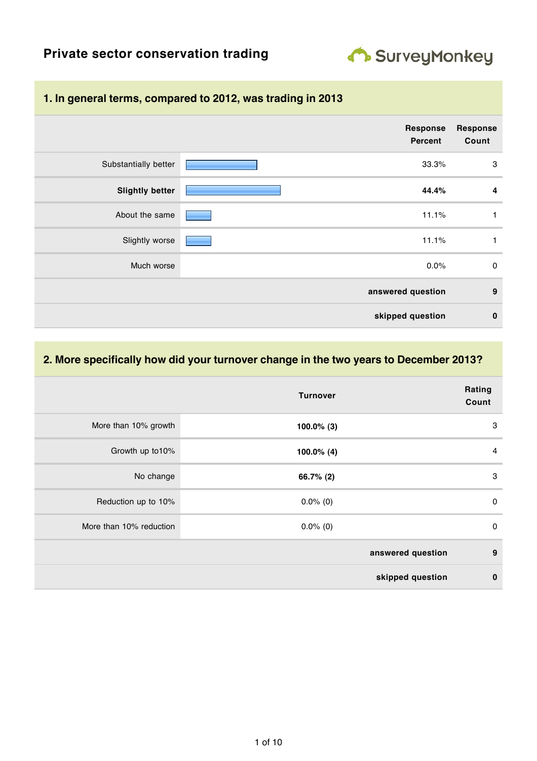# Private sector conservation trading

SurveyMonkey

## 1. In general terms, compared to 2012, was trading in 2013

| | Response Percent | Response Count |
|---|---|---|
| Substantially better | 33.3% | 3 |
| **Slightly better** | **44.4%** | **4** |
| About the same | 11.1% | 1 |
| Slightly worse | 11.1% | 1 |
| Much worse | 0.0% | 0 |
| | **answered question** | **9** |
| | **skipped question** | **0** |

## 2. More specifically how did your turnover change in the two years to December 2013?

| | Turnover | Rating Count |
|---|---|---|
| More than 10% growth | **100.0% (3)** | 3 |
| Growth up to10% | **100.0% (4)** | 4 |
| No change | **66.7% (2)** | 3 |
| Reduction up to 10% | 0.0% (0) | 0 |
| More than 10% reduction | 0.0% (0) | 0 |
| | **answered question** | **9** |
| | **skipped question** | **0** |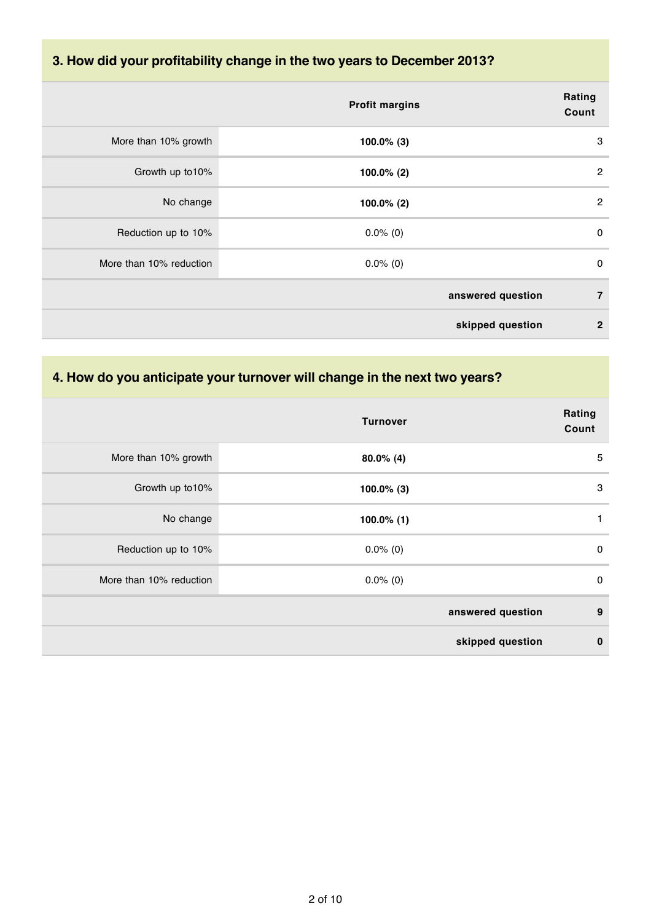## 3. How did your profitability change in the two years to December 2013?

| | Profit margins | Rating Count |
|---|---|---|
| More than 10% growth | **100.0% (3)** | 3 |
| Growth up to10% | **100.0% (2)** | 2 |
| No change | **100.0% (2)** | 2 |
| Reduction up to 10% | 0.0% (0) | 0 |
| More than 10% reduction | 0.0% (0) | 0 |
| | **answered question** | **7** |
| | **skipped question** | **2** |

## 4. How do you anticipate your turnover will change in the next two years?

| | Turnover | Rating Count |
|---|---|---|
| More than 10% growth | **80.0% (4)** | 5 |
| Growth up to10% | **100.0% (3)** | 3 |
| No change | **100.0% (1)** | 1 |
| Reduction up to 10% | 0.0% (0) | 0 |
| More than 10% reduction | 0.0% (0) | 0 |
| | **answered question** | **9** |
| | **skipped question** | **0** |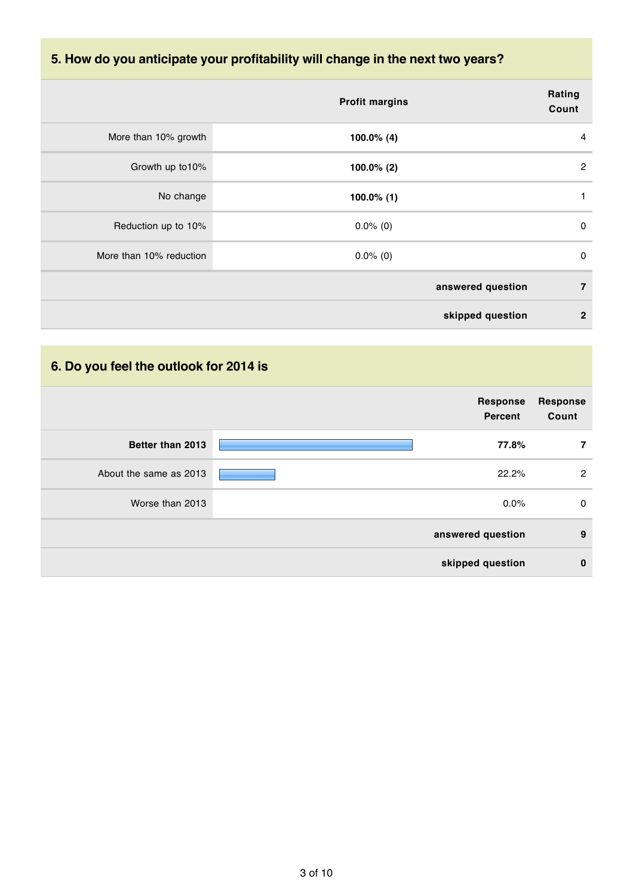## 5. How do you anticipate your profitability will change in the next two years?

| | Profit margins | Rating Count |
|---|---|---|
| More than 10% growth | **100.0% (4)** | 4 |
| Growth up to10% | **100.0% (2)** | 2 |
| No change | **100.0% (1)** | 1 |
| Reduction up to 10% | 0.0% (0) | 0 |
| More than 10% reduction | 0.0% (0) | 0 |
| | **answered question** | **7** |
| | **skipped question** | **2** |

## 6. Do you feel the outlook for 2014 is

| | Response Percent | Response Count |
|---|---|---|
| **Better than 2013** | **77.8%** | **7** |
| About the same as 2013 | 22.2% | 2 |
| Worse than 2013 | 0.0% | 0 |
| | **answered question** | **9** |
| | **skipped question** | **0** |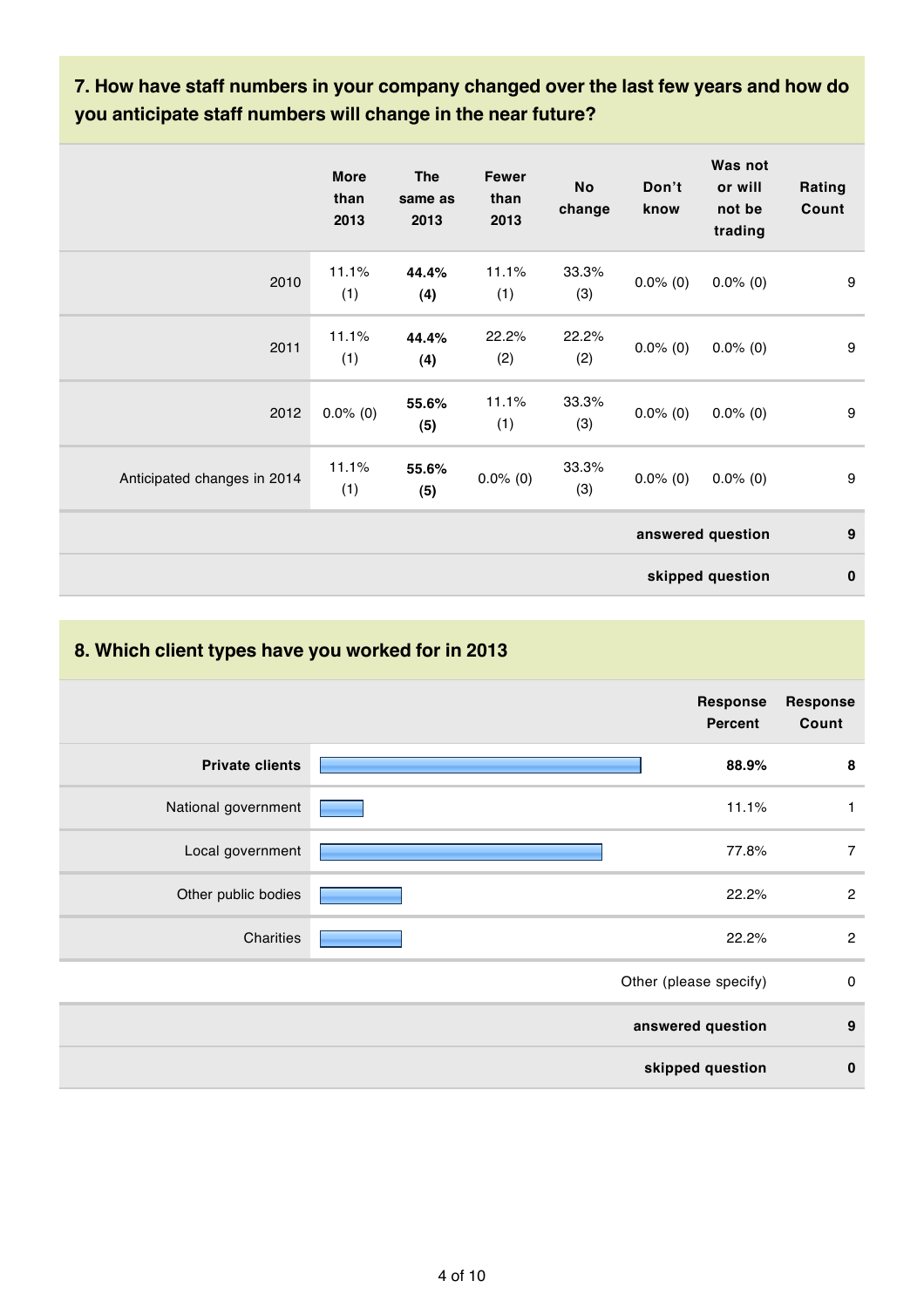## 7. How have staff numbers in your company changed over the last few years and how do you anticipate staff numbers will change in the near future?

| | More than 2013 | The same as 2013 | Fewer than 2013 | No change | Don't know | Was not or will not be trading | Rating Count |
|---|---|---|---|---|---|---|---|
| 2010 | 11.1% (1) | **44.4% (4)** | 11.1% (1) | 33.3% (3) | 0.0% (0) | 0.0% (0) | 9 |
| 2011 | 11.1% (1) | **44.4% (4)** | 22.2% (2) | 22.2% (2) | 0.0% (0) | 0.0% (0) | 9 |
| 2012 | 0.0% (0) | **55.6% (5)** | 11.1% (1) | 33.3% (3) | 0.0% (0) | 0.0% (0) | 9 |
| Anticipated changes in 2014 | 11.1% (1) | **55.6% (5)** | 0.0% (0) | 33.3% (3) | 0.0% (0) | 0.0% (0) | 9 |
| | | | | | | **answered question** | **9** |
| | | | | | | **skipped question** | **0** |

## 8. Which client types have you worked for in 2013

| | Response Percent | Response Count |
|---|---|---|
| **Private clients** | **88.9%** | **8** |
| National government | 11.1% | 1 |
| Local government | 77.8% | 7 |
| Other public bodies | 22.2% | 2 |
| Charities | 22.2% | 2 |
| | Other (please specify) | 0 |
| | **answered question** | **9** |
| | **skipped question** | **0** |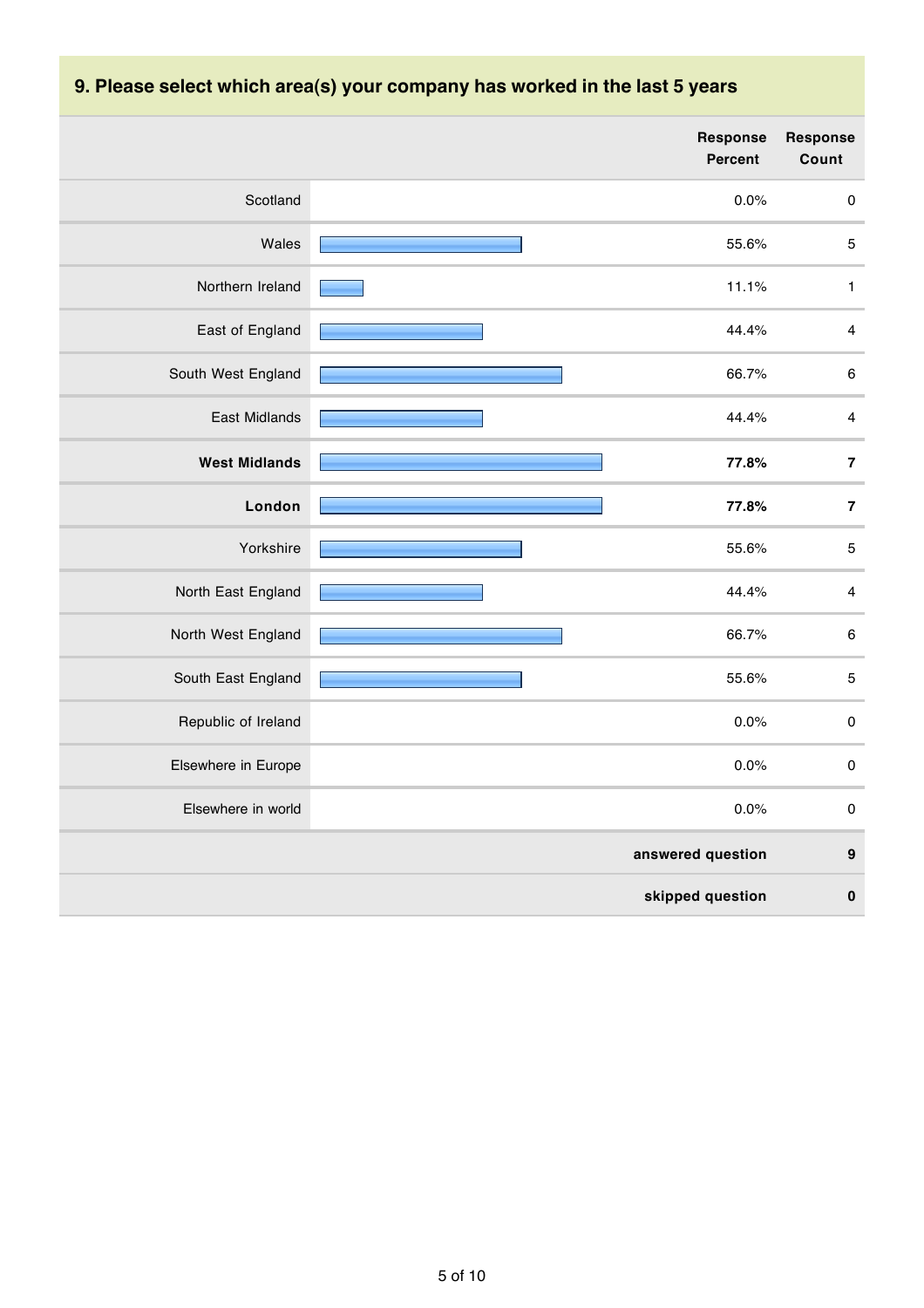## 9. Please select which area(s) your company has worked in the last 5 years

| | Response Percent | Response Count |
|---|---|---|
| Scotland | 0.0% | 0 |
| Wales | 55.6% | 5 |
| Northern Ireland | 11.1% | 1 |
| East of England | 44.4% | 4 |
| South West England | 66.7% | 6 |
| East Midlands | 44.4% | 4 |
| **West Midlands** | **77.8%** | **7** |
| **London** | **77.8%** | **7** |
| Yorkshire | 55.6% | 5 |
| North East England | 44.4% | 4 |
| North West England | 66.7% | 6 |
| South East England | 55.6% | 5 |
| Republic of Ireland | 0.0% | 0 |
| Elsewhere in Europe | 0.0% | 0 |
| Elsewhere in world | 0.0% | 0 |
| | **answered question** | **9** |
| | **skipped question** | **0** |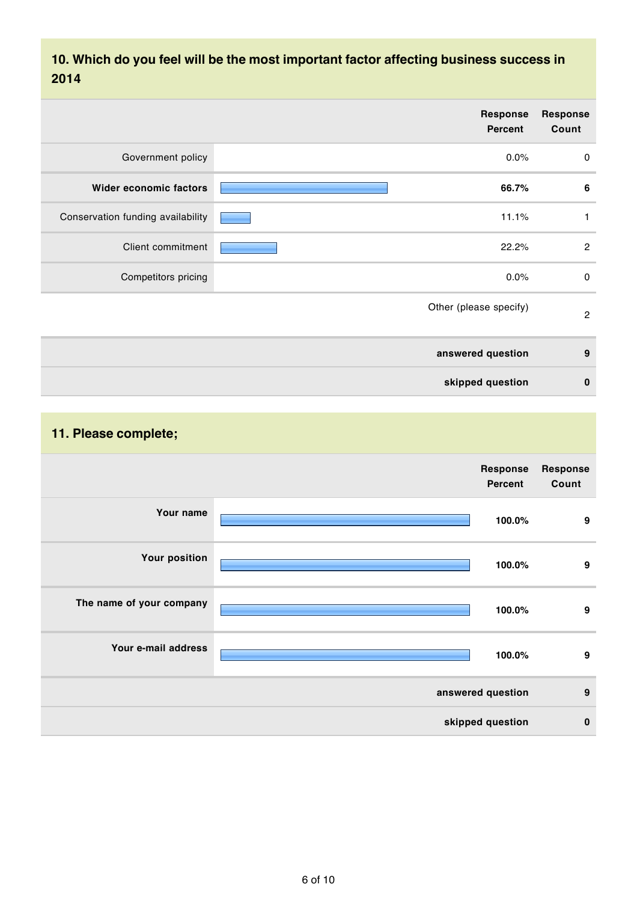## 10. Which do you feel will be the most important factor affecting business success in 2014

| | Response Percent | Response Count |
|---|---|---|
| Government policy | 0.0% | 0 |
| **Wider economic factors** | **66.7%** | **6** |
| Conservation funding availability | 11.1% | 1 |
| Client commitment | 22.2% | 2 |
| Competitors pricing | 0.0% | 0 |
| | Other (please specify) | 2 |
| | **answered question** | **9** |
| | **skipped question** | **0** |

## 11. Please complete;

| | Response Percent | Response Count |
|---|---|---|
| **Your name** | **100.0%** | **9** |
| **Your position** | **100.0%** | **9** |
| **The name of your company** | **100.0%** | **9** |
| **Your e-mail address** | **100.0%** | **9** |
| | **answered question** | **9** |
| | **skipped question** | **0** |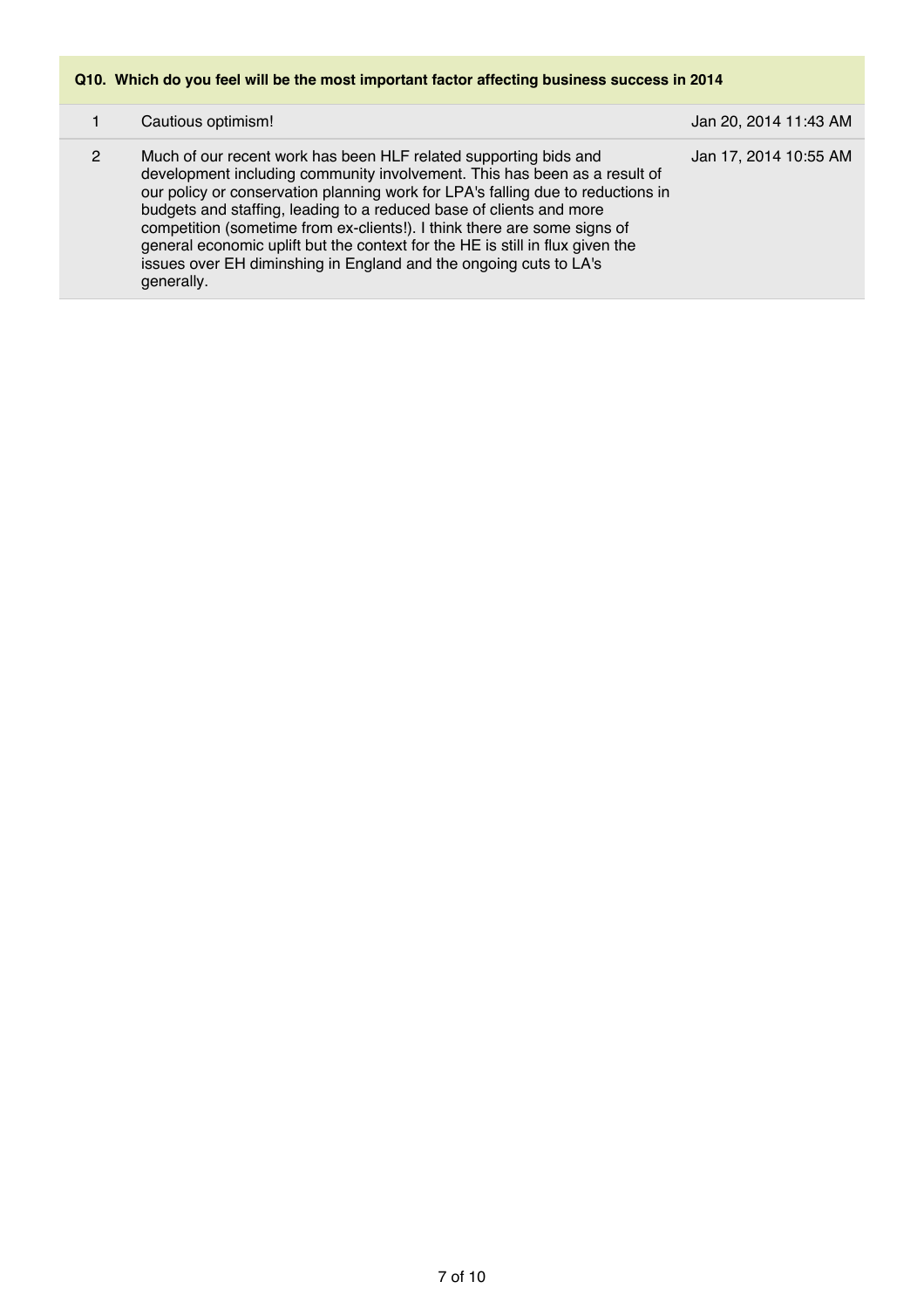**Q10. Which do you feel will be the most important factor affecting business success in 2014**

| | | |
|---|---|---|
| 1 | Cautious optimism! | Jan 20, 2014 11:43 AM |
| 2 | Much of our recent work has been HLF related supporting bids and development including community involvement. This has been as a result of our policy or conservation planning work for LPA's falling due to reductions in budgets and staffing, leading to a reduced base of clients and more competition (sometime from ex-clients!). I think there are some signs of general economic uplift but the context for the HE is still in flux given the issues over EH diminshing in England and the ongoing cuts to LA's generally. | Jan 17, 2014 10:55 AM |